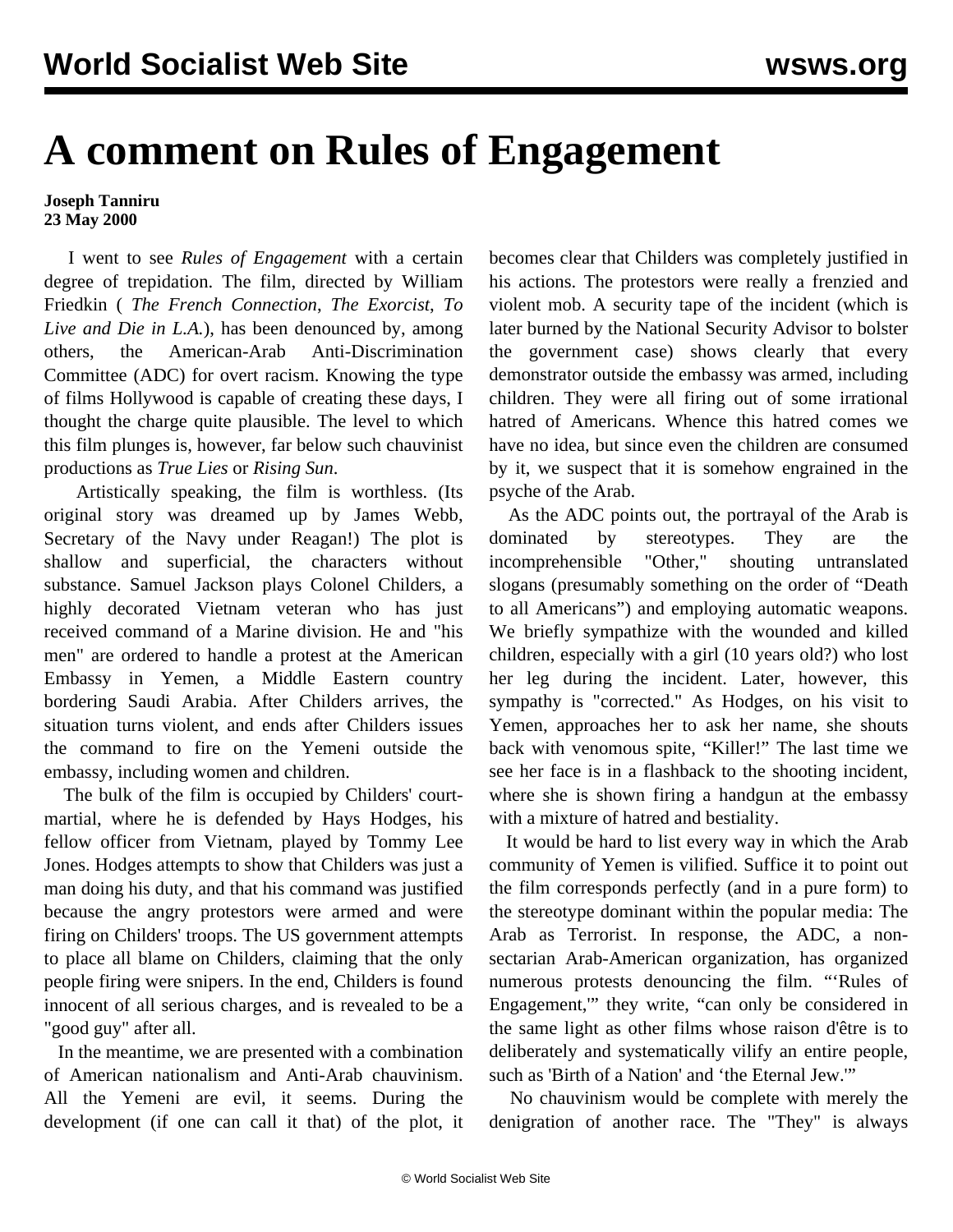# A comment on Rules of Engagement

**Joseph Tanniru**
**23 May 2000**

I went to see *Rules of Engagement* with a certain degree of trepidation. The film, directed by William Friedkin ( *The French Connection*, *The Exorcist, To Live and Die in L.A.*), has been denounced by, among others, the American-Arab Anti-Discrimination Committee (ADC) for overt racism. Knowing the type of films Hollywood is capable of creating these days, I thought the charge quite plausible. The level to which this film plunges is, however, far below such chauvinist productions as *True Lies* or *Rising Sun*.

Artistically speaking, the film is worthless. (Its original story was dreamed up by James Webb, Secretary of the Navy under Reagan!) The plot is shallow and superficial, the characters without substance. Samuel Jackson plays Colonel Childers, a highly decorated Vietnam veteran who has just received command of a Marine division. He and "his men" are ordered to handle a protest at the American Embassy in Yemen, a Middle Eastern country bordering Saudi Arabia. After Childers arrives, the situation turns violent, and ends after Childers issues the command to fire on the Yemeni outside the embassy, including women and children.

The bulk of the film is occupied by Childers' court-martial, where he is defended by Hays Hodges, his fellow officer from Vietnam, played by Tommy Lee Jones. Hodges attempts to show that Childers was just a man doing his duty, and that his command was justified because the angry protestors were armed and were firing on Childers' troops. The US government attempts to place all blame on Childers, claiming that the only people firing were snipers. In the end, Childers is found innocent of all serious charges, and is revealed to be a "good guy" after all.

In the meantime, we are presented with a combination of American nationalism and Anti-Arab chauvinism. All the Yemeni are evil, it seems. During the development (if one can call it that) of the plot, it becomes clear that Childers was completely justified in his actions. The protestors were really a frenzied and violent mob. A security tape of the incident (which is later burned by the National Security Advisor to bolster the government case) shows clearly that every demonstrator outside the embassy was armed, including children. They were all firing out of some irrational hatred of Americans. Whence this hatred comes we have no idea, but since even the children are consumed by it, we suspect that it is somehow engrained in the psyche of the Arab.

As the ADC points out, the portrayal of the Arab is dominated by stereotypes. They are the incomprehensible "Other," shouting untranslated slogans (presumably something on the order of "Death to all Americans") and employing automatic weapons. We briefly sympathize with the wounded and killed children, especially with a girl (10 years old?) who lost her leg during the incident. Later, however, this sympathy is "corrected." As Hodges, on his visit to Yemen, approaches her to ask her name, she shouts back with venomous spite, "Killer!" The last time we see her face is in a flashback to the shooting incident, where she is shown firing a handgun at the embassy with a mixture of hatred and bestiality.

It would be hard to list every way in which the Arab community of Yemen is vilified. Suffice it to point out the film corresponds perfectly (and in a pure form) to the stereotype dominant within the popular media: The Arab as Terrorist. In response, the ADC, a non-sectarian Arab-American organization, has organized numerous protests denouncing the film. "'Rules of Engagement,'" they write, "can only be considered in the same light as other films whose raison d'être is to deliberately and systematically vilify an entire people, such as 'Birth of a Nation' and 'the Eternal Jew.'"

No chauvinism would be complete with merely the denigration of another race. The "They" is always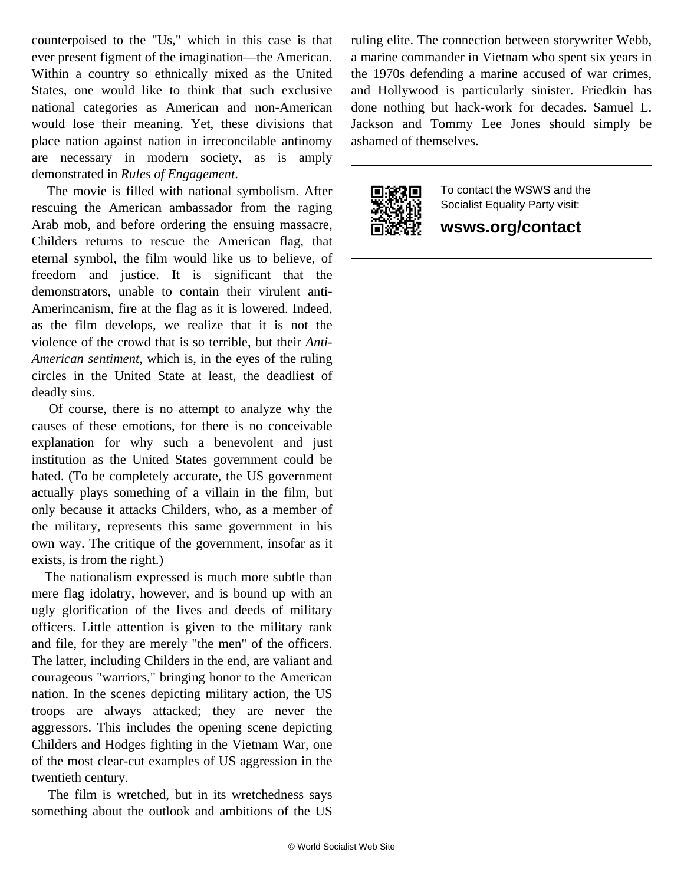counterpoised to the "Us," which in this case is that ever present figment of the imagination—the American. Within a country so ethnically mixed as the United States, one would like to think that such exclusive national categories as American and non-American would lose their meaning. Yet, these divisions that place nation against nation in irreconcilable antinomy are necessary in modern society, as is amply demonstrated in *Rules of Engagement*.

The movie is filled with national symbolism. After rescuing the American ambassador from the raging Arab mob, and before ordering the ensuing massacre, Childers returns to rescue the American flag, that eternal symbol, the film would like us to believe, of freedom and justice. It is significant that the demonstrators, unable to contain their virulent anti-Amerincanism, fire at the flag as it is lowered. Indeed, as the film develops, we realize that it is not the violence of the crowd that is so terrible, but their *Anti-American sentiment*, which is, in the eyes of the ruling circles in the United State at least, the deadliest of deadly sins.

Of course, there is no attempt to analyze why the causes of these emotions, for there is no conceivable explanation for why such a benevolent and just institution as the United States government could be hated. (To be completely accurate, the US government actually plays something of a villain in the film, but only because it attacks Childers, who, as a member of the military, represents this same government in his own way. The critique of the government, insofar as it exists, is from the right.)

The nationalism expressed is much more subtle than mere flag idolatry, however, and is bound up with an ugly glorification of the lives and deeds of military officers. Little attention is given to the military rank and file, for they are merely "the men" of the officers. The latter, including Childers in the end, are valiant and courageous "warriors," bringing honor to the American nation. In the scenes depicting military action, the US troops are always attacked; they are never the aggressors. This includes the opening scene depicting Childers and Hodges fighting in the Vietnam War, one of the most clear-cut examples of US aggression in the twentieth century.

The film is wretched, but in its wretchedness says something about the outlook and ambitions of the US ruling elite. The connection between storywriter Webb, a marine commander in Vietnam who spent six years in the 1970s defending a marine accused of war crimes, and Hollywood is particularly sinister. Friedkin has done nothing but hack-work for decades. Samuel L. Jackson and Tommy Lee Jones should simply be ashamed of themselves.

To contact the WSWS and the Socialist Equality Party visit:

**wsws.org/contact**